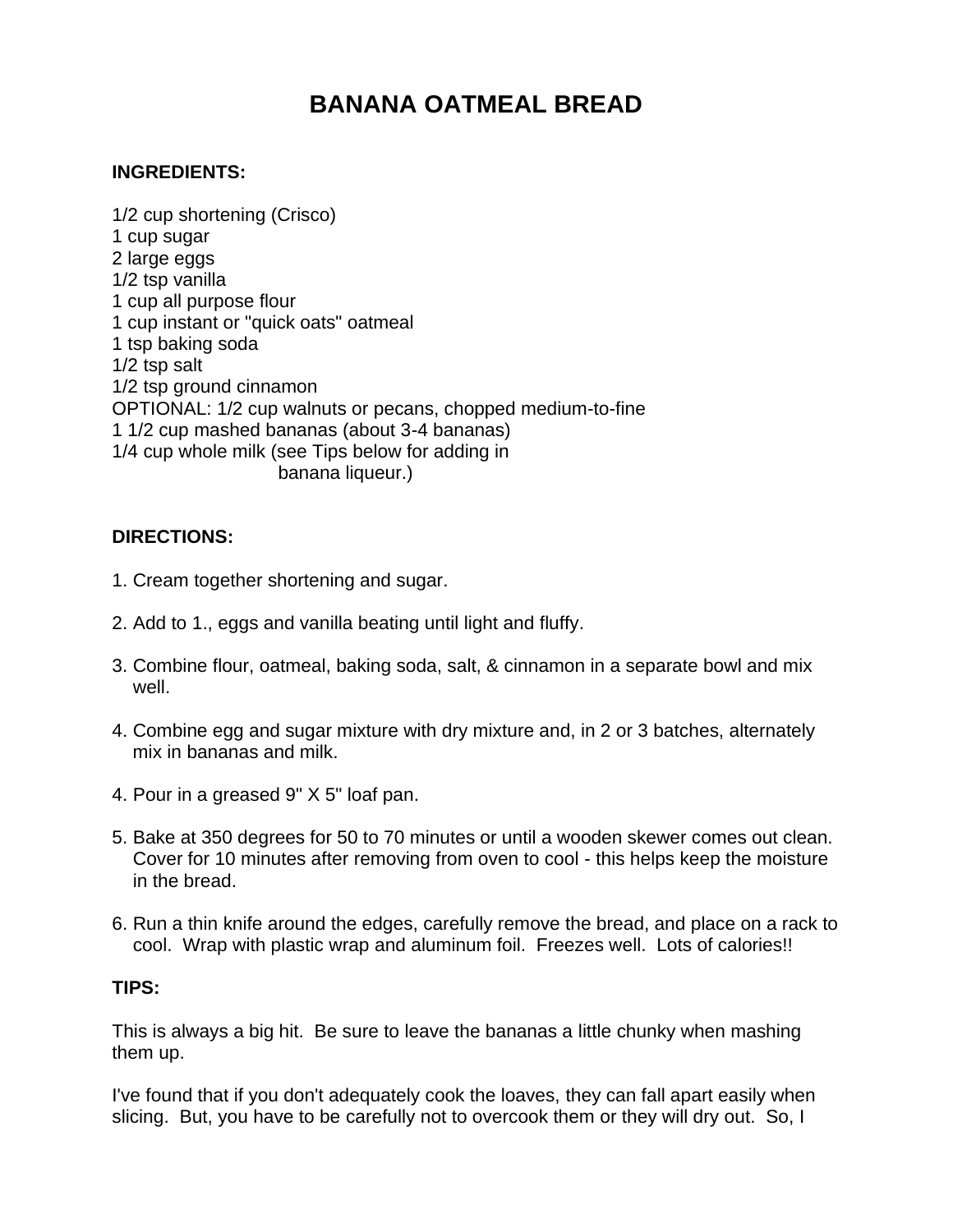# BANANA OATMEAL BREAD

**INGREDIENTS:**

1/2 cup shortening (Crisco)
1 cup sugar
2 large eggs
1/2 tsp vanilla
1 cup all purpose flour
1 cup instant or "quick oats" oatmeal
1 tsp baking soda
1/2 tsp salt
1/2 tsp ground cinnamon
OPTIONAL: 1/2 cup walnuts or pecans, chopped medium-to-fine
1 1/2 cup mashed bananas (about 3-4 bananas)
1/4 cup whole milk (see Tips below for adding in banana liqueur.)

**DIRECTIONS:**

1. Cream together shortening and sugar.

2. Add to 1., eggs and vanilla beating until light and fluffy.

3. Combine flour, oatmeal, baking soda, salt, & cinnamon in a separate bowl and mix well.

4. Combine egg and sugar mixture with dry mixture and, in 2 or 3 batches, alternately mix in bananas and milk.

4. Pour in a greased 9" X 5" loaf pan.

5. Bake at 350 degrees for 50 to 70 minutes or until a wooden skewer comes out clean. Cover for 10 minutes after removing from oven to cool - this helps keep the moisture in the bread.

6. Run a thin knife around the edges, carefully remove the bread, and place on a rack to cool. Wrap with plastic wrap and aluminum foil. Freezes well. Lots of calories!!

**TIPS:**

This is always a big hit. Be sure to leave the bananas a little chunky when mashing them up.

I've found that if you don't adequately cook the loaves, they can fall apart easily when slicing. But, you have to be carefully not to overcook them or they will dry out. So, I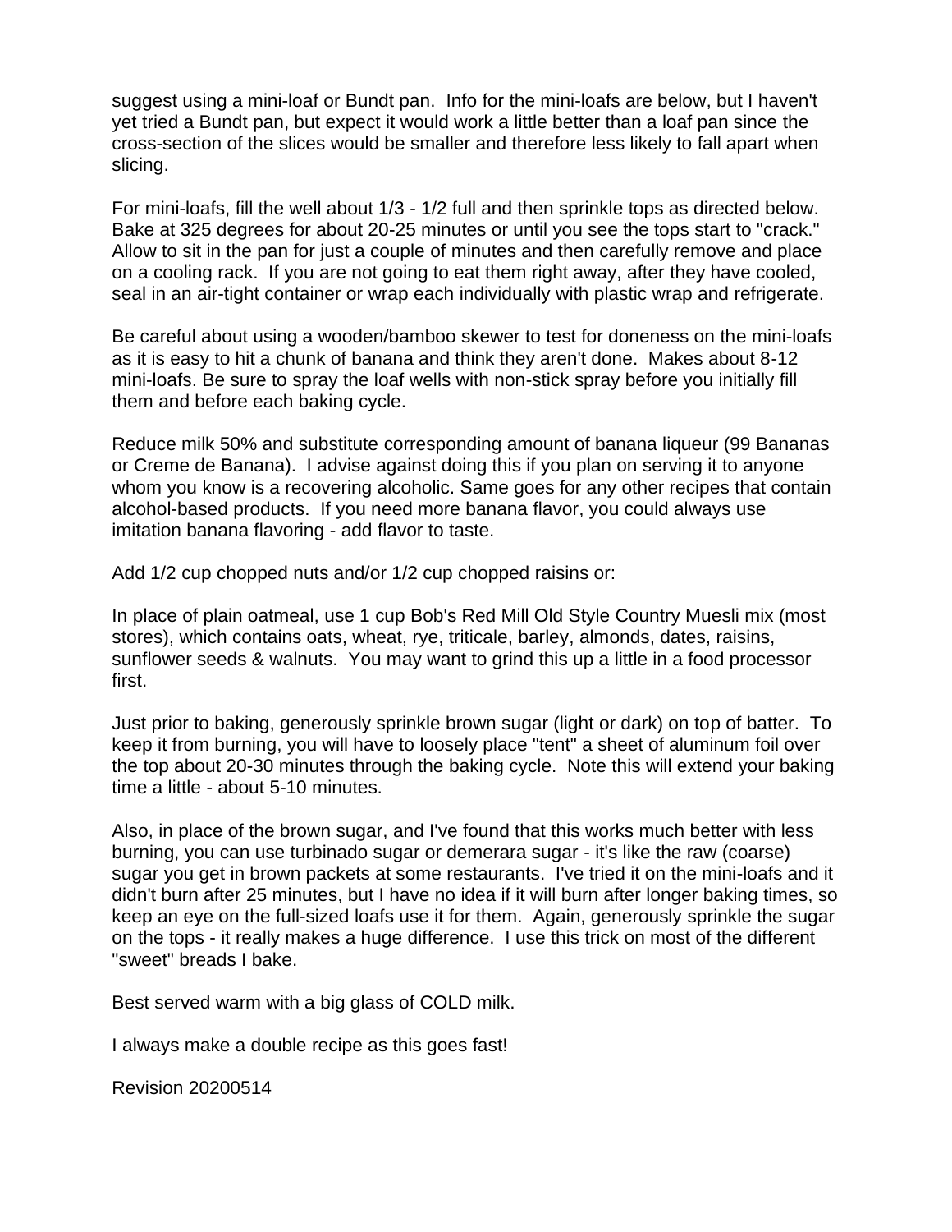suggest using a mini-loaf or Bundt pan. Info for the mini-loafs are below, but I haven't yet tried a Bundt pan, but expect it would work a little better than a loaf pan since the cross-section of the slices would be smaller and therefore less likely to fall apart when slicing.

For mini-loafs, fill the well about 1/3 - 1/2 full and then sprinkle tops as directed below. Bake at 325 degrees for about 20-25 minutes or until you see the tops start to "crack." Allow to sit in the pan for just a couple of minutes and then carefully remove and place on a cooling rack. If you are not going to eat them right away, after they have cooled, seal in an air-tight container or wrap each individually with plastic wrap and refrigerate.

Be careful about using a wooden/bamboo skewer to test for doneness on the mini-loafs as it is easy to hit a chunk of banana and think they aren't done. Makes about 8-12 mini-loafs. Be sure to spray the loaf wells with non-stick spray before you initially fill them and before each baking cycle.

Reduce milk 50% and substitute corresponding amount of banana liqueur (99 Bananas or Creme de Banana). I advise against doing this if you plan on serving it to anyone whom you know is a recovering alcoholic. Same goes for any other recipes that contain alcohol-based products. If you need more banana flavor, you could always use imitation banana flavoring - add flavor to taste.

Add 1/2 cup chopped nuts and/or 1/2 cup chopped raisins or:

In place of plain oatmeal, use 1 cup Bob's Red Mill Old Style Country Muesli mix (most stores), which contains oats, wheat, rye, triticale, barley, almonds, dates, raisins, sunflower seeds & walnuts. You may want to grind this up a little in a food processor first.

Just prior to baking, generously sprinkle brown sugar (light or dark) on top of batter. To keep it from burning, you will have to loosely place "tent" a sheet of aluminum foil over the top about 20-30 minutes through the baking cycle. Note this will extend your baking time a little - about 5-10 minutes.

Also, in place of the brown sugar, and I've found that this works much better with less burning, you can use turbinado sugar or demerara sugar - it's like the raw (coarse) sugar you get in brown packets at some restaurants. I've tried it on the mini-loafs and it didn't burn after 25 minutes, but I have no idea if it will burn after longer baking times, so keep an eye on the full-sized loafs use it for them. Again, generously sprinkle the sugar on the tops - it really makes a huge difference. I use this trick on most of the different "sweet" breads I bake.

Best served warm with a big glass of COLD milk.

I always make a double recipe as this goes fast!

Revision 20200514